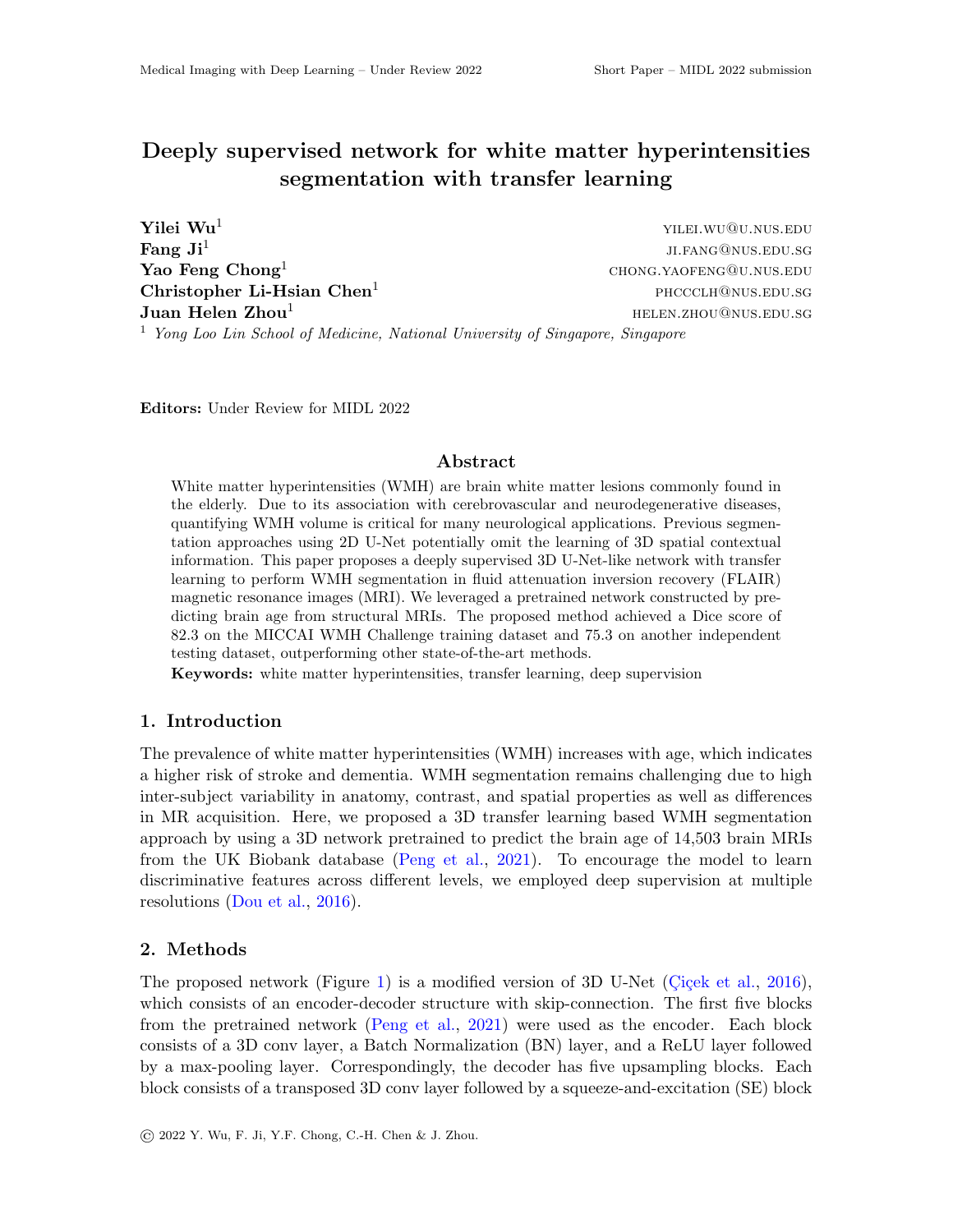# Deeply supervised network for white matter hyperintensities segmentation with transfer learning

**Yilei Wu**[1] YILEI.WU@U.NUS.EDU
**Fang Ji**[1] JI.FANG@NUS.EDU.SG
**Yao Feng Chong**[1] CHONG.YAOFENG@U.NUS.EDU
**Christopher Li-Hsian Chen**[1] PHCCCLH@NUS.EDU.SG
**Juan Helen Zhou**[1] HELEN.ZHOU@NUS.EDU.SG

[1] *Yong Loo Lin School of Medicine, National University of Singapore, Singapore*

**Editors:** Under Review for MIDL 2022

## Abstract

White matter hyperintensities (WMH) are brain white matter lesions commonly found in the elderly. Due to its association with cerebrovascular and neurodegenerative diseases, quantifying WMH volume is critical for many neurological applications. Previous segmentation approaches using 2D U-Net potentially omit the learning of 3D spatial contextual information. This paper proposes a deeply supervised 3D U-Net-like network with transfer learning to perform WMH segmentation in fluid attenuation inversion recovery (FLAIR) magnetic resonance images (MRI). We leveraged a pretrained network constructed by predicting brain age from structural MRIs. The proposed method achieved a Dice score of 82.3 on the MICCAI WMH Challenge training dataset and 75.3 on another independent testing dataset, outperforming other state-of-the-art methods.

**Keywords:** white matter hyperintensities, transfer learning, deep supervision

## 1. Introduction

The prevalence of white matter hyperintensities (WMH) increases with age, which indicates a higher risk of stroke and dementia. WMH segmentation remains challenging due to high inter-subject variability in anatomy, contrast, and spatial properties as well as differences in MR acquisition. Here, we proposed a 3D transfer learning based WMH segmentation approach by using a 3D network pretrained to predict the brain age of 14,503 brain MRIs from the UK Biobank database (Peng et al., 2021). To encourage the model to learn discriminative features across different levels, we employed deep supervision at multiple resolutions (Dou et al., 2016).

## 2. Methods

The proposed network (Figure 1) is a modified version of 3D U-Net (Çiçek et al., 2016), which consists of an encoder-decoder structure with skip-connection. The first five blocks from the pretrained network (Peng et al., 2021) were used as the encoder. Each block consists of a 3D conv layer, a Batch Normalization (BN) layer, and a ReLU layer followed by a max-pooling layer. Correspondingly, the decoder has five upsampling blocks. Each block consists of a transposed 3D conv layer followed by a squeeze-and-excitation (SE) block

© 2022 Y. Wu, F. Ji, Y.F. Chong, C.-H. Chen & J. Zhou.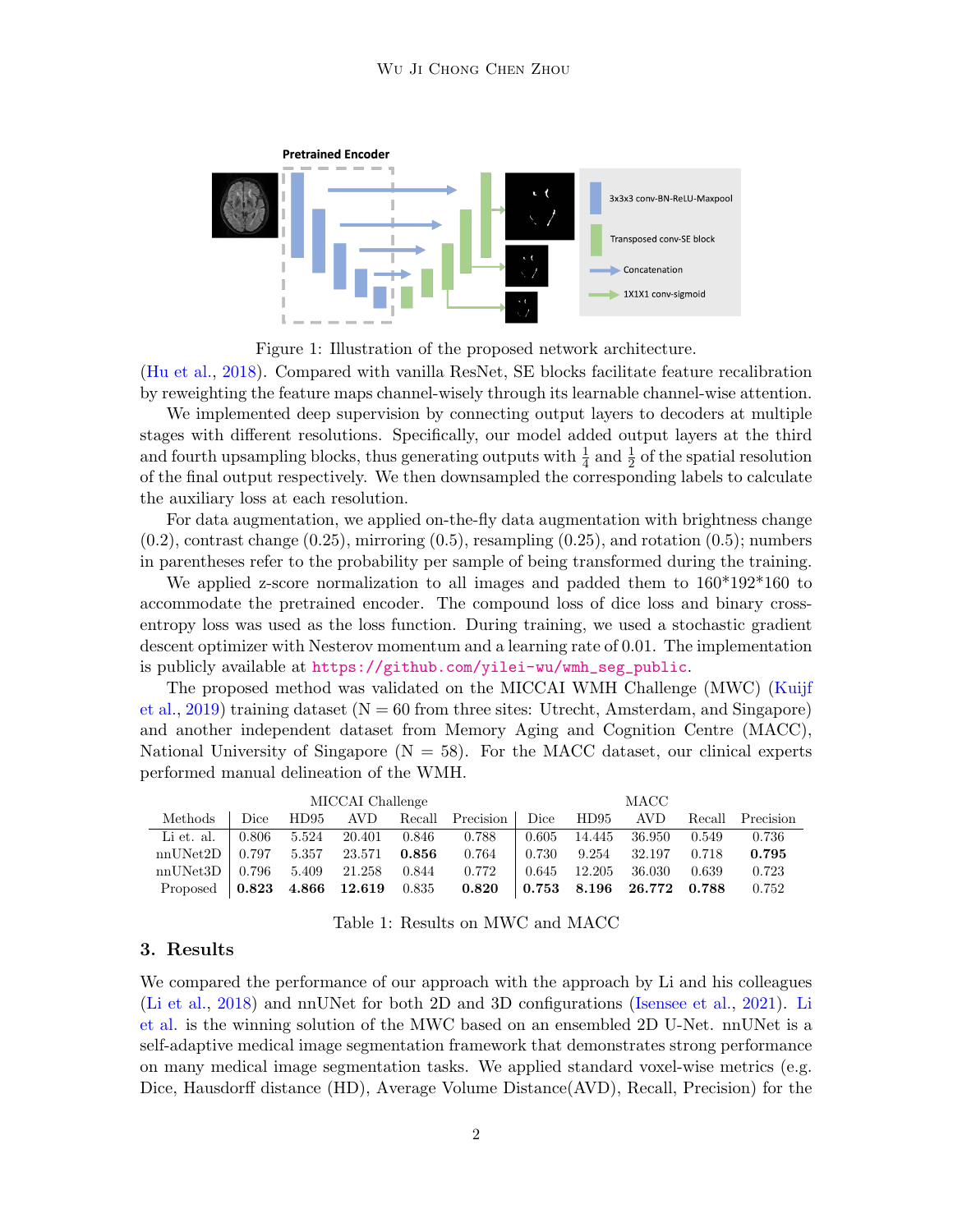Figure 1: Illustration of the proposed network architecture.

(Hu et al., 2018). Compared with vanilla ResNet, SE blocks facilitate feature recalibration by reweighting the feature maps channel-wisely through its learnable channel-wise attention.

We implemented deep supervision by connecting output layers to decoders at multiple stages with different resolutions. Specifically, our model added output layers at the third and fourth upsampling blocks, thus generating outputs with $\frac{1}{4}$ and $\frac{1}{2}$ of the spatial resolution of the final output respectively. We then downsampled the corresponding labels to calculate the auxiliary loss at each resolution.

For data augmentation, we applied on-the-fly data augmentation with brightness change (0.2), contrast change (0.25), mirroring (0.5), resampling (0.25), and rotation (0.5); numbers in parentheses refer to the probability per sample of being transformed during the training.

We applied z-score normalization to all images and padded them to 160*192*160 to accommodate the pretrained encoder. The compound loss of dice loss and binary cross-entropy loss was used as the loss function. During training, we used a stochastic gradient descent optimizer with Nesterov momentum and a learning rate of 0.01. The implementation is publicly available at https://github.com/yilei-wu/wmh_seg_public.

The proposed method was validated on the MICCAI WMH Challenge (MWC) (Kuijf et al., 2019) training dataset (N = 60 from three sites: Utrecht, Amsterdam, and Singapore) and another independent dataset from Memory Aging and Cognition Centre (MACC), National University of Singapore (N = 58). For the MACC dataset, our clinical experts performed manual delineation of the WMH.

| | MICCAI Challenge | | | | | MACC | | | | |
|---|---|---|---|---|---|---|---|---|---|---|
| Methods | Dice | HD95 | AVD | Recall | Precision | Dice | HD95 | AVD | Recall | Precision |
| Li et. al. | 0.806 | 5.524 | 20.401 | 0.846 | 0.788 | 0.605 | 14.445 | 36.950 | 0.549 | 0.736 |
| nnUNet2D | 0.797 | 5.357 | 23.571 | **0.856** | 0.764 | 0.730 | 9.254 | 32.197 | 0.718 | **0.795** |
| nnUNet3D | 0.796 | 5.409 | 21.258 | 0.844 | 0.772 | 0.645 | 12.205 | 36.030 | 0.639 | 0.723 |
| Proposed | **0.823** | **4.866** | **12.619** | 0.835 | **0.820** | **0.753** | **8.196** | **26.772** | **0.788** | 0.752 |

Table 1: Results on MWC and MACC

## 3. Results

We compared the performance of our approach with the approach by Li and his colleagues (Li et al., 2018) and nnUNet for both 2D and 3D configurations (Isensee et al., 2021). Li et al. is the winning solution of the MWC based on an ensembled 2D U-Net. nnUNet is a self-adaptive medical image segmentation framework that demonstrates strong performance on many medical image segmentation tasks. We applied standard voxel-wise metrics (e.g. Dice, Hausdorff distance (HD), Average Volume Distance(AVD), Recall, Precision) for the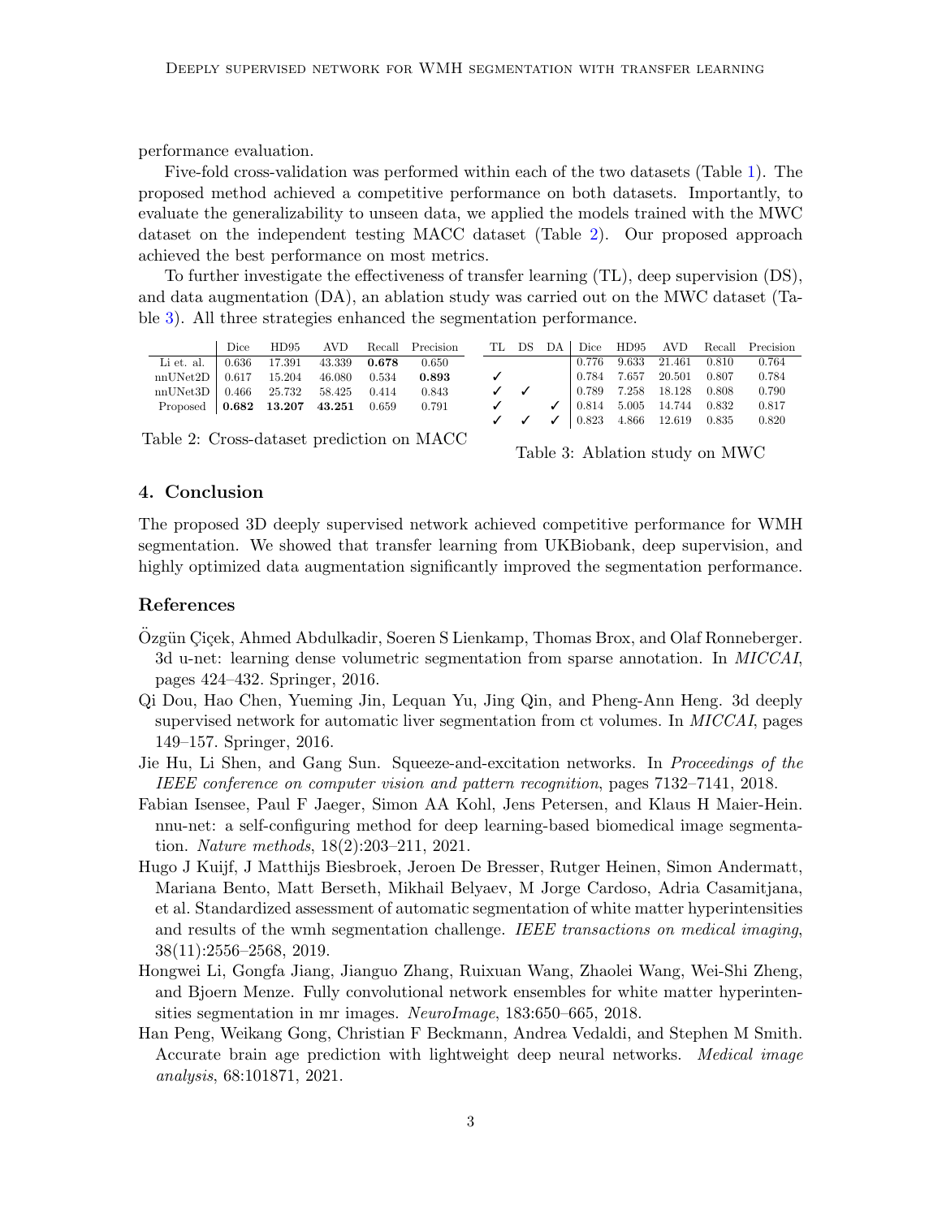performance evaluation.

Five-fold cross-validation was performed within each of the two datasets (Table 1). The proposed method achieved a competitive performance on both datasets. Importantly, to evaluate the generalizability to unseen data, we applied the models trained with the MWC dataset on the independent testing MACC dataset (Table 2). Our proposed approach achieved the best performance on most metrics.

To further investigate the effectiveness of transfer learning (TL), deep supervision (DS), and data augmentation (DA), an ablation study was carried out on the MWC dataset (Table 3). All three strategies enhanced the segmentation performance.

| | Dice | HD95 | AVD | Recall | Precision |
|---|---|---|---|---|---|
| Li et. al. | 0.636 | 17.391 | 43.339 | **0.678** | 0.650 |
| nnUNet2D | 0.617 | 15.204 | 46.080 | 0.534 | **0.893** |
| nnUNet3D | 0.466 | 25.732 | 58.425 | 0.414 | 0.843 |
| Proposed | **0.682** | **13.207** | **43.251** | 0.659 | 0.791 |

Table 2: Cross-dataset prediction on MACC

| TL | DS | DA | Dice | HD95 | AVD | Recall | Precision |
|---|---|---|---|---|---|---|---|
| | | | 0.776 | 9.633 | 21.461 | 0.810 | 0.764 |
| ✓ | | | 0.784 | 7.657 | 20.501 | 0.807 | 0.784 |
| ✓ | ✓ | | 0.789 | 7.258 | 18.128 | 0.808 | 0.790 |
| ✓ | | ✓ | 0.814 | 5.005 | 14.744 | 0.832 | 0.817 |
| ✓ | ✓ | ✓ | 0.823 | 4.866 | 12.619 | 0.835 | 0.820 |

Table 3: Ablation study on MWC

## 4. Conclusion

The proposed 3D deeply supervised network achieved competitive performance for WMH segmentation. We showed that transfer learning from UKBiobank, deep supervision, and highly optimized data augmentation significantly improved the segmentation performance.

## References

Özgün Çiçek, Ahmed Abdulkadir, Soeren S Lienkamp, Thomas Brox, and Olaf Ronneberger. 3d u-net: learning dense volumetric segmentation from sparse annotation. In *MICCAI*, pages 424–432. Springer, 2016.

Qi Dou, Hao Chen, Yueming Jin, Lequan Yu, Jing Qin, and Pheng-Ann Heng. 3d deeply supervised network for automatic liver segmentation from ct volumes. In *MICCAI*, pages 149–157. Springer, 2016.

Jie Hu, Li Shen, and Gang Sun. Squeeze-and-excitation networks. In *Proceedings of the IEEE conference on computer vision and pattern recognition*, pages 7132–7141, 2018.

Fabian Isensee, Paul F Jaeger, Simon AA Kohl, Jens Petersen, and Klaus H Maier-Hein. nnu-net: a self-configuring method for deep learning-based biomedical image segmentation. *Nature methods*, 18(2):203–211, 2021.

Hugo J Kuijf, J Matthijs Biesbroek, Jeroen De Bresser, Rutger Heinen, Simon Andermatt, Mariana Bento, Matt Berseth, Mikhail Belyaev, M Jorge Cardoso, Adria Casamitjana, et al. Standardized assessment of automatic segmentation of white matter hyperintensities and results of the wmh segmentation challenge. *IEEE transactions on medical imaging*, 38(11):2556–2568, 2019.

Hongwei Li, Gongfa Jiang, Jianguo Zhang, Ruixuan Wang, Zhaolei Wang, Wei-Shi Zheng, and Bjoern Menze. Fully convolutional network ensembles for white matter hyperintensities segmentation in mr images. *NeuroImage*, 183:650–665, 2018.

Han Peng, Weikang Gong, Christian F Beckmann, Andrea Vedaldi, and Stephen M Smith. Accurate brain age prediction with lightweight deep neural networks. *Medical image analysis*, 68:101871, 2021.